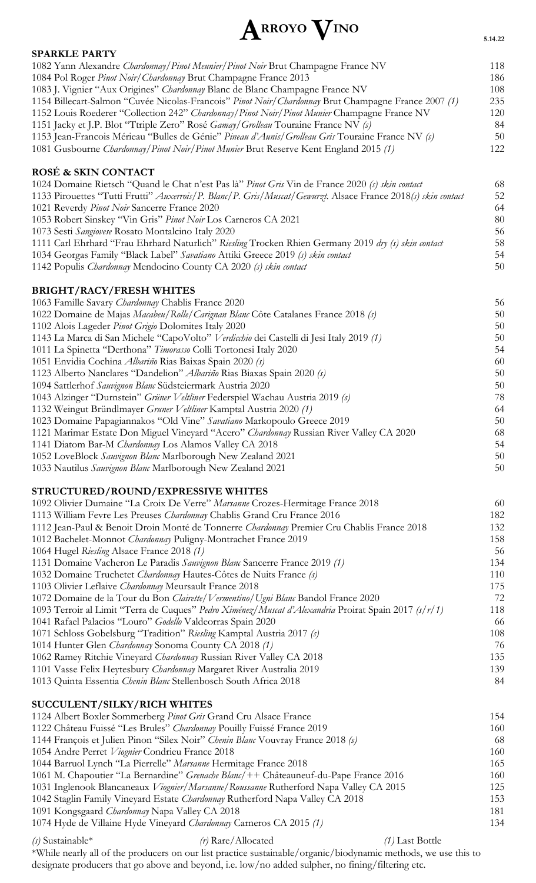# ARROYO VINO

5.14.22

## SPARKLE PARTY

| | |
|---|---|
| 1082 Yann Alexandre *Chardonnay/Pinot Meunier/Pinot Noir* Brut Champagne France NV | 118 |
| 1084 Pol Roger *Pinot Noir/Chardonnay* Brut Champagne France 2013 | 186 |
| 1083 J. Vignier "Aux Origines" *Chardonnay* Blanc de Blanc Champagne France NV | 108 |
| 1154 Billecart-Salmon "Cuvée Nicolas-Francois" *Pinot Noir/Chardonnay* Brut Champagne France 2007 *(1)* | 235 |
| 1152 Louis Roederer "Collection 242" *Chardonnay/Pinot Noir/Pinot Munier* Champagne France NV | 120 |
| 1151 Jacky et J.P. Blot "Ttriple Zero" Rosé *Gamay/Grolleau* Touraine France NV *(s)* | 84 |
| 1153 Jean-Francois Mérieau "Bulles de Génie" *Pineau d'Aunis/Grolleau Gris* Touraine France NV *(s)* | 50 |
| 1081 Gusbourne *Chardonnay/Pinot Noir/Pinot Munier* Brut Reserve Kent England 2015 *(1)* | 122 |

## ROSÉ & SKIN CONTACT

| | |
|---|---|
| 1024 Domaine Rietsch "Quand le Chat n'est Pas là" *Pinot Gris* Vin de France 2020 *(s) skin contact* | 68 |
| 1133 Pirouettes "Tutti Frutti" *Auxerrois/P. Blanc/P. Gris/Muscat/Gewurzt.* Alsace France 2018*(s) skin contact* | 52 |
| 1021 Reverdy *Pinot Noir* Sancerre France 2020 | 64 |
| 1053 Robert Sinskey "Vin Gris" *Pinot Noir* Los Carneros CA 2021 | 80 |
| 1073 Sesti *Sangiovese* Rosato Montalcino Italy 2020 | 56 |
| 1111 Carl Ehrhard "Frau Ehrhard Naturlich" *Riesling* Trocken Rhien Germany 2019 *dry (s) skin contact* | 58 |
| 1034 Georgas Family "Black Label" *Savatiano* Attiki Greece 2019 *(s) skin contact* | 54 |
| 1142 Populis *Chardonnay* Mendocino County CA 2020 *(s) skin contact* | 50 |

## BRIGHT/RACY/FRESH WHITES

| | |
|---|---|
| 1063 Famille Savary *Chardonnay* Chablis France 2020 | 56 |
| 1022 Domaine de Majas *Macabeu/Rolle/Carignan Blanc* Côte Catalanes France 2018 *(s)* | 50 |
| 1102 Alois Lageder *Pinot Grigio* Dolomites Italy 2020 | 50 |
| 1143 La Marca di San Michele "CapoVolto" *Verdicchio* dei Castelli di Jesi Italy 2019 *(1)* | 50 |
| 1011 La Spinetta "Derthona" *Timorasso* Colli Tortonesi Italy 2020 | 54 |
| 1051 Envidia Cochina *Albariño* Rias Baixas Spain 2020 *(s)* | 60 |
| 1123 Alberto Nanclares "Dandelion" *Albariño* Rias Biaxas Spain 2020 *(s)* | 50 |
| 1094 Sattlerhof *Sauvignon Blanc* Südsteiermark Austria 2020 | 50 |
| 1043 Alzinger "Durnstein" *Grüner Veltliner* Federspiel Wachau Austria 2019 *(s)* | 78 |
| 1132 Weingut Bründlmayer *Gruner Veltliner* Kamptal Austria 2020 *(1)* | 64 |
| 1023 Domaine Papagiannakos "Old Vine" *Savatiano* Markopoulo Greece 2019 | 50 |
| 1121 Marimar Estate Don Miguel Vineyard "Acero" *Chardonnay* Russian River Valley CA 2020 | 68 |
| 1141 Diatom Bar-M *Chardonnay* Los Alamos Valley CA 2018 | 54 |
| 1052 LoveBlock *Sauvignon Blanc* Marlborough New Zealand 2021 | 50 |
| 1033 Nautilus *Sauvignon Blanc* Marlborough New Zealand 2021 | 50 |

## STRUCTURED/ROUND/EXPRESSIVE WHITES

| | |
|---|---|
| 1092 Olivier Dumaine "La Croix De Verre" *Marsanne* Crozes-Hermitage France 2018 | 60 |
| 1113 William Fevre Les Preuses *Chardonnay* Chablis Grand Cru France 2016 | 182 |
| 1112 Jean-Paul & Benoit Droin Monté de Tonnerre *Chardonnay* Premier Cru Chablis France 2018 | 132 |
| 1012 Bachelet-Monnot *Chardonnay* Puligny-Montrachet France 2019 | 158 |
| 1064 Hugel *Riesling* Alsace France 2018 *(1)* | 56 |
| 1131 Domaine Vacheron Le Paradis *Sauvignon Blanc* Sancerre France 2019 *(1)* | 134 |
| 1032 Domaine Truchetet *Chardonnay* Hautes-Côtes de Nuits France *(s)* | 110 |
| 1103 Olivier Leflaive *Chardonnay* Meursault France 2018 | 175 |
| 1072 Domaine de la Tour du Bon *Clairette/Vermentino/Ugni Blanc* Bandol France 2020 | 72 |
| 1093 Terroir al Limit "Terra de Cuques" *Pedro Ximénez/Muscat d'Alexandria* Proirat Spain 2017 *(s/r/1)* | 118 |
| 1041 Rafael Palacios "Louro" *Godello* Valdeorras Spain 2020 | 66 |
| 1071 Schloss Gobelsburg "Tradition" *Riesling* Kamptal Austria 2017 *(s)* | 108 |
| 1014 Hunter Glen *Chardonnay* Sonoma County CA 2018 *(1)* | 76 |
| 1062 Ramey Ritchie Vineyard *Chardonnay* Russian River Valley CA 2018 | 135 |
| 1101 Vasse Felix Heytesbury *Chardonnay* Margaret River Australia 2019 | 139 |
| 1013 Quinta Essentia *Chenin Blanc* Stellenbosch South Africa 2018 | 84 |

## SUCCULENT/SILKY/RICH WHITES

| | |
|---|---|
| 1124 Albert Boxler Sommerberg *Pinot Gris* Grand Cru Alsace France | 154 |
| 1122 Château Fuissé "Les Brules" *Chardonnay* Pouilly Fuissé France 2019 | 160 |
| 1144 François et Julien Pinon "Silex Noir" *Chenin Blanc* Vouvray France 2018 *(s)* | 68 |
| 1054 Andre Perret *Viognier* Condrieu France 2018 | 160 |
| 1044 Barruol Lynch "La Pierrelle" *Marsanne* Hermitage France 2018 | 165 |
| 1061 M. Chapoutier "La Bernardine" *Grenache Blanc/++* Châteauneuf-du-Pape France 2016 | 160 |
| 1031 Inglenook Blancaneaux *Viognier/Marsanne/Roussanne* Rutherford Napa Valley CA 2015 | 125 |
| 1042 Staglin Family Vineyard Estate *Chardonnay* Rutherford Napa Valley CA 2018 | 153 |
| 1091 Kongsgaard *Chardonnay* Napa Valley CA 2018 | 181 |
| 1074 Hyde de Villaine Hyde Vineyard *Chardonnay* Carneros CA 2015 *(1)* | 134 |

*(s)* Sustainable* *(r)* Rare/Allocated *(1)* Last Bottle

*While nearly all of the producers on our list practice sustainable/organic/biodynamic methods, we use this to designate producers that go above and beyond, i.e. low/no added sulpher, no fining/filtering etc.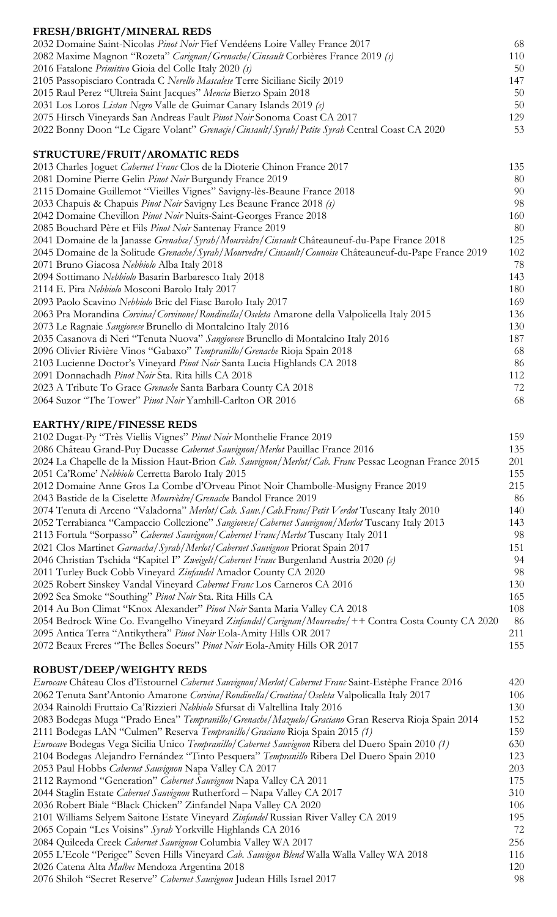## FRESH/BRIGHT/MINERAL REDS

| | |
|---|---|
| 2032 Domaine Saint-Nicolas *Pinot Noir* Fief Vendéens Loire Valley France 2017 | 68 |
| 2082 Maxime Magnon "Rozeta" *Carignan/Grenache/Cinsault* Corbières France 2019 *(s)* | 110 |
| 2016 Fatalone *Primitivo* Gioia del Colle Italy 2020 *(s)* | 50 |
| 2105 Passopisciaro Contrada C *Nerello Mascalese* Terre Siciliane Sicily 2019 | 147 |
| 2015 Raul Perez "Ultreia Saint Jacques" *Mencia* Bierzo Spain 2018 | 50 |
| 2031 Los Loros *Listan Negro* Valle de Guimar Canary Islands 2019 *(s)* | 50 |
| 2075 Hirsch Vineyards San Andreas Fault *Pinot Noir* Sonoma Coast CA 2017 | 129 |
| 2022 Bonny Doon "Le Cigare Volant" *Grenacje/Cinsault/Syrah/Petite Syrah* Central Coast CA 2020 | 53 |

## STRUCTURE/FRUIT/AROMATIC REDS

| | |
|---|---|
| 2013 Charles Joguet *Cabernet Franc* Clos de la Dioterie Chinon France 2017 | 135 |
| 2081 Domine Pierre Gelin *Pinot Noir* Burgundy France 2019 | 80 |
| 2115 Domaine Guillemot "Vieilles Vignes" Savigny-lès-Beaune France 2018 | 90 |
| 2033 Chapuis & Chapuis *Pinot Noir* Savigny Les Beaune France 2018 *(s)* | 98 |
| 2042 Domaine Chevillon *Pinot Noir* Nuits-Saint-Georges France 2018 | 160 |
| 2085 Bouchard Père et Fils *Pinot Noir* Santenay France 2019 | 80 |
| 2041 Domaine de la Janasse *Grenahce/Syrah/Mourvèdre/Cinsault* Châteauneuf-du-Pape France 2018 | 125 |
| 2045 Domaine de la Solitude *Grenache/Syrah/Mourvedre/Cinsault/Counoise* Châteauneuf-du-Pape France 2019 | 102 |
| 2071 Bruno Giacosa *Nebbiolo* Alba Italy 2018 | 78 |
| 2094 Sottimano *Nebbiolo* Basarin Barbaresco Italy 2018 | 143 |
| 2114 E. Pira *Nebbiolo* Mosconi Barolo Italy 2017 | 180 |
| 2093 Paolo Scavino *Nebbiolo* Bric del Fiasc Barolo Italy 2017 | 169 |
| 2063 Pra Morandina *Corvina/Corvinone/Rondinella/Oseleta* Amarone della Valpolicella Italy 2015 | 136 |
| 2073 Le Ragnaie *Sangiovese* Brunello di Montalcino Italy 2016 | 130 |
| 2035 Casanova di Neri "Tenuta Nuova" *Sangiovese* Brunello di Montalcino Italy 2016 | 187 |
| 2096 Olivier Rivière Vinos "Gabaxo" *Tempranillo/Grenache* Rioja Spain 2018 | 68 |
| 2103 Lucienne Doctor's Vineyard *Pinot Noir* Santa Lucia Highlands CA 2018 | 86 |
| 2091 Donnachadh *Pinot Noir* Sta. Rita hills CA 2018 | 112 |
| 2023 A Tribute To Grace *Grenache* Santa Barbara County CA 2018 | 72 |
| 2064 Suzor "The Tower" *Pinot Noir* Yamhill-Carlton OR 2016 | 68 |

## EARTHY/RIPE/FINESSE REDS

| | |
|---|---|
| 2102 Dugat-Py "Très Viellis Vignes" *Pinot Noir* Monthelie France 2019 | 159 |
| 2086 Château Grand-Puy Ducasse *Cabernet Sauvignon/Merlot* Pauillac France 2016 | 135 |
| 2024 La Chapelle de la Mission Haut-Brion *Cab. Sauvignon/Merlot/Cab. Franc* Pessac Leognan France 2015 | 201 |
| 2051 Ca'Rome' *Nebbiolo* Cerretta Barolo Italy 2015 | 155 |
| 2012 Domaine Anne Gros La Combe d'Orveau Pinot Noir Chambolle-Musigny France 2019 | 215 |
| 2043 Bastide de la Ciselette *Mourvèdre/Grenache* Bandol France 2019 | 86 |
| 2074 Tenuta di Arceno "Valadorna" *Merlot/Cab. Sauv./Cab.Franc/Petit Verdot* Tuscany Italy 2010 | 140 |
| 2052 Terrabianca "Campaccio Collezione" *Sangiovese/Cabernet Sauvignon/Merlot* Tuscany Italy 2013 | 143 |
| 2113 Fortula "Sorpasso" *Cabernet Sauvignon/Cabernet Franc/Merlot* Tuscany Italy 2011 | 98 |
| 2021 Clos Martinet *Garnacha/Syrah/Merlot/Cabernet Sauvignon* Priorat Spain 2017 | 151 |
| 2046 Christian Tschida "Kapitel I" *Zweigelt/Cabernet Franc* Burgenland Austria 2020 *(s)* | 94 |
| 2011 Turley Buck Cobb Vineyard *Zinfandel* Amador County CA 2020 | 98 |
| 2025 Robert Sinskey Vandal Vineyard *Cabernet Franc* Los Carneros CA 2016 | 130 |
| 2092 Sea Smoke "Southing" *Pinot Noir* Sta. Rita Hills CA | 165 |
| 2014 Au Bon Climat "Knox Alexander" *Pinot Noir* Santa Maria Valley CA 2018 | 108 |
| 2054 Bedrock Wine Co. Evangelho Vineyard *Zinfandel/Carignan/Mourvedre/++* Contra Costa County CA 2020 | 86 |
| 2095 Antica Terra "Antikythera" *Pinot Noir* Eola-Amity Hills OR 2017 | 211 |
| 2072 Beaux Freres "The Belles Soeurs" *Pinot Noir* Eola-Amity Hills OR 2017 | 155 |

## ROBUST/DEEP/WEIGHTY REDS

| | |
|---|---|
| *Eurocave* Château Clos d'Estournel *Cabernet Sauvignon/Merlot/Cabernet Franc* Saint-Estèphe France 2016 | 420 |
| 2062 Tenuta Sant'Antonio Amarone *Corvina/Rondinella/Croatina/Oseleta* Valpolicalla Italy 2017 | 106 |
| 2034 Rainoldi Fruttaio Ca'Rizzieri *Nebbiolo* Sfursat di Valtellina Italy 2016 | 130 |
| 2083 Bodegas Muga "Prado Enea" *Tempranillo/Grenache/Mazuelo/Graciano* Gran Reserva Rioja Spain 2014 | 152 |
| 2111 Bodegas LAN "Culmen" Reserva *Tempranillo/Graciano* Rioja Spain 2015 *(1)* | 159 |
| *Eurocave* Bodegas Vega Sicilia Unico *Tempranillo/Cabernet Sauvignon* Ribera del Duero Spain 2010 *(1)* | 630 |
| 2104 Bodegas Alejandro Fernández "Tinto Pesquera" *Tempranillo* Ribera Del Duero Spain 2010 | 123 |
| 2053 Paul Hobbs *Cabernet Sauvignon* Napa Valley CA 2017 | 203 |
| 2112 Raymond "Generation" *Cabernet Sauvignon* Napa Valley CA 2011 | 175 |
| 2044 Staglin Estate *Cabernet Sauvignon* Rutherford – Napa Valley CA 2017 | 310 |
| 2036 Robert Biale "Black Chicken" Zinfandel Napa Valley CA 2020 | 106 |
| 2101 Williams Selyem Saitone Estate Vineyard *Zinfandel* Russian River Valley CA 2019 | 195 |
| 2065 Copain "Les Voisins" *Syrah* Yorkville Highlands CA 2016 | 72 |
| 2084 Quilceda Creek *Cabernet Sauvignon* Columbia Valley WA 2017 | 256 |
| 2055 L'Ecole "Perigee" Seven Hills Vineyard *Cab. Sauvigon Blend* Walla Walla Valley WA 2018 | 116 |
| 2026 Catena Alta *Malbec* Mendoza Argentina 2018 | 120 |
| 2076 Shiloh "Secret Reserve" *Cabernet Sauvignon* Judean Hills Israel 2017 | 98 |